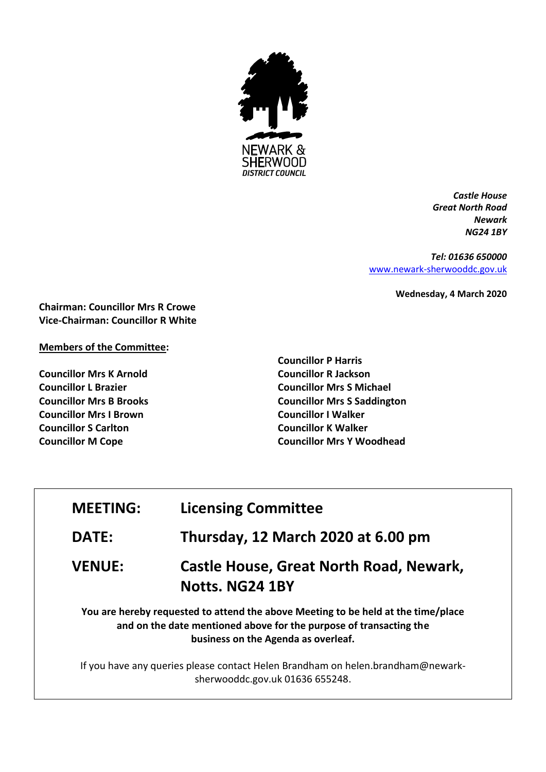NEWARK & SHERWOOD
*DISTRICT COUNCIL*

***Castle House***
***Great North Road***
***Newark***
***NG24 1BY***

***Tel: 01636 650000***
www.newark-sherwooddc.gov.uk

**Wednesday, 4 March 2020**

**Chairman: Councillor Mrs R Crowe**
**Vice-Chairman: Councillor R White**

**Members of the Committee:**

**Councillor Mrs K Arnold**
**Councillor L Brazier**
**Councillor Mrs B Brooks**
**Councillor Mrs I Brown**
**Councillor S Carlton**
**Councillor M Cope**
**Councillor P Harris**
**Councillor R Jackson**
**Councillor Mrs S Michael**
**Councillor Mrs S Saddington**
**Councillor I Walker**
**Councillor K Walker**
**Councillor Mrs Y Woodhead**

| | |
|---|---|
| **MEETING:** | **Licensing Committee** |
| **DATE:** | **Thursday, 12 March 2020 at 6.00 pm** |
| **VENUE:** | **Castle House, Great North Road, Newark, Notts. NG24 1BY** |

**You are hereby requested to attend the above Meeting to be held at the time/place and on the date mentioned above for the purpose of transacting the business on the Agenda as overleaf.**

If you have any queries please contact Helen Brandham on helen.brandham@newark-sherwooddc.gov.uk 01636 655248.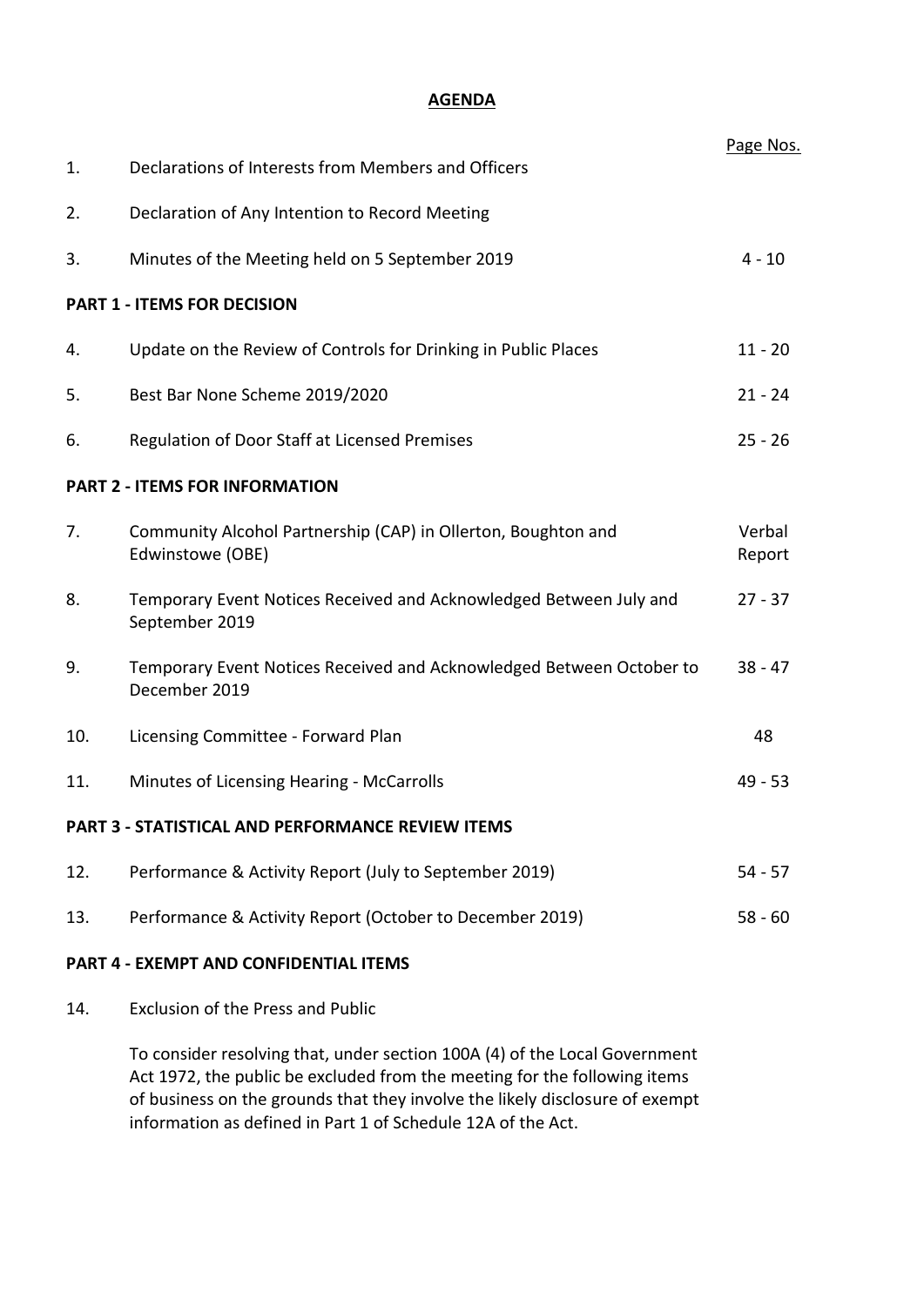## AGENDA

| | | Page Nos. |
|---|---|---|
| 1. | Declarations of Interests from Members and Officers | |
| 2. | Declaration of Any Intention to Record Meeting | |
| 3. | Minutes of the Meeting held on 5 September 2019 | 4 - 10 |
| **PART 1 - ITEMS FOR DECISION** | | |
| 4. | Update on the Review of Controls for Drinking in Public Places | 11 - 20 |
| 5. | Best Bar None Scheme 2019/2020 | 21 - 24 |
| 6. | Regulation of Door Staff at Licensed Premises | 25 - 26 |
| **PART 2 - ITEMS FOR INFORMATION** | | |
| 7. | Community Alcohol Partnership (CAP) in Ollerton, Boughton and Edwinstowe (OBE) | Verbal Report |
| 8. | Temporary Event Notices Received and Acknowledged Between July and September 2019 | 27 - 37 |
| 9. | Temporary Event Notices Received and Acknowledged Between October to December 2019 | 38 - 47 |
| 10. | Licensing Committee - Forward Plan | 48 |
| 11. | Minutes of Licensing Hearing - McCarrolls | 49 - 53 |
| **PART 3 - STATISTICAL AND PERFORMANCE REVIEW ITEMS** | | |
| 12. | Performance & Activity Report (July to September 2019) | 54 - 57 |
| 13. | Performance & Activity Report (October to December 2019) | 58 - 60 |
| **PART 4 - EXEMPT AND CONFIDENTIAL ITEMS** | | |
| 14. | Exclusion of the Press and Public | |

To consider resolving that, under section 100A (4) of the Local Government Act 1972, the public be excluded from the meeting for the following items of business on the grounds that they involve the likely disclosure of exempt information as defined in Part 1 of Schedule 12A of the Act.